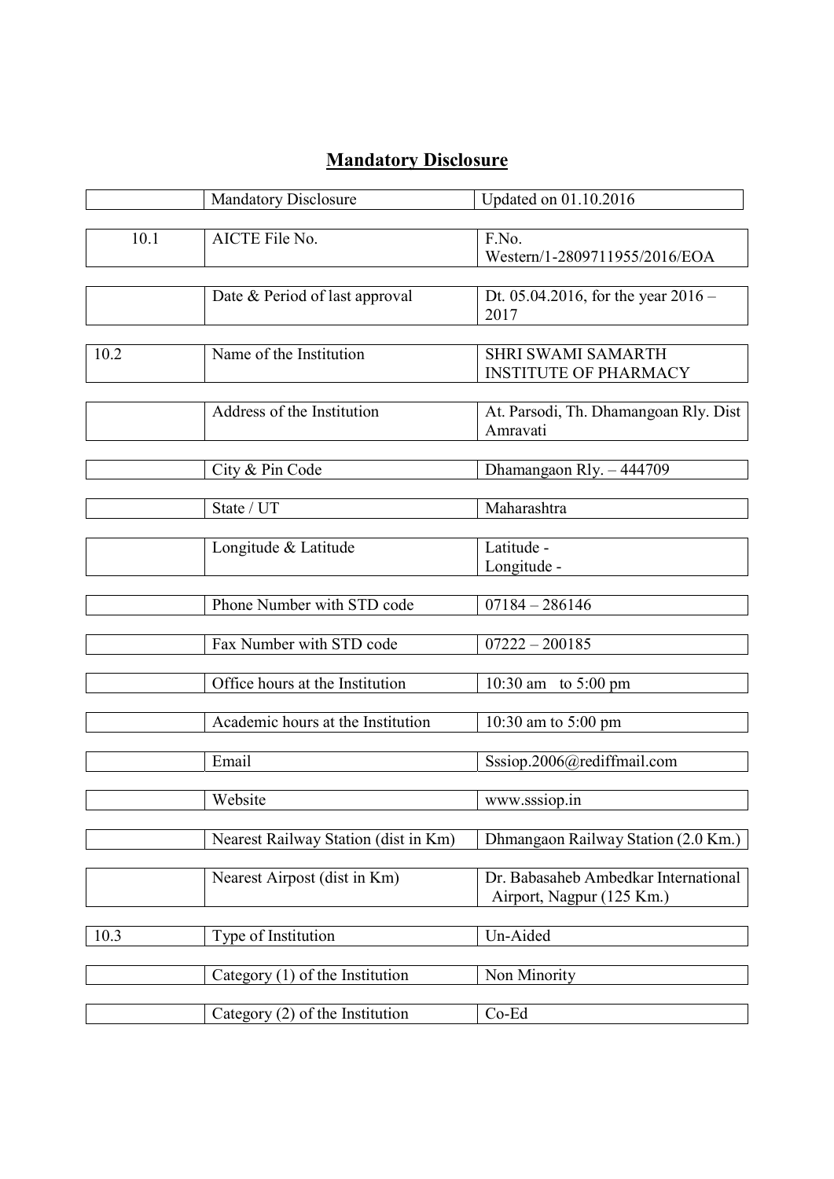# Mandatory Disclosure

| | | |
|---|---|---|
| | Mandatory Disclosure | Updated on 01.10.2016 |
| 10.1 | AICTE File No. | F.No. Western/1-2809711955/2016/EOA |
| | Date & Period of last approval | Dt. 05.04.2016, for the year 2016 – 2017 |
| 10.2 | Name of the Institution | SHRI SWAMI SAMARTH INSTITUTE OF PHARMACY |
| | Address of the Institution | At. Parsodi, Th. Dhamangoan Rly. Dist Amravati |
| | City & Pin Code | Dhamangaon Rly. – 444709 |
| | State / UT | Maharashtra |
| | Longitude & Latitude | Latitude - <br> Longitude - |
| | Phone Number with STD code | 07184 – 286146 |
| | Fax Number with STD code | 07222 – 200185 |
| | Office hours at the Institution | 10:30 am to 5:00 pm |
| | Academic hours at the Institution | 10:30 am to 5:00 pm |
| | Email | Sssiop.2006@rediffmail.com |
| | Website | www.sssiop.in |
| | Nearest Railway Station (dist in Km) | Dhmangaon Railway Station (2.0 Km.) |
| | Nearest Airpost (dist in Km) | Dr. Babasaheb Ambedkar International Airport, Nagpur (125 Km.) |
| 10.3 | Type of Institution | Un-Aided |
| | Category (1) of the Institution | Non Minority |
| | Category (2) of the Institution | Co-Ed |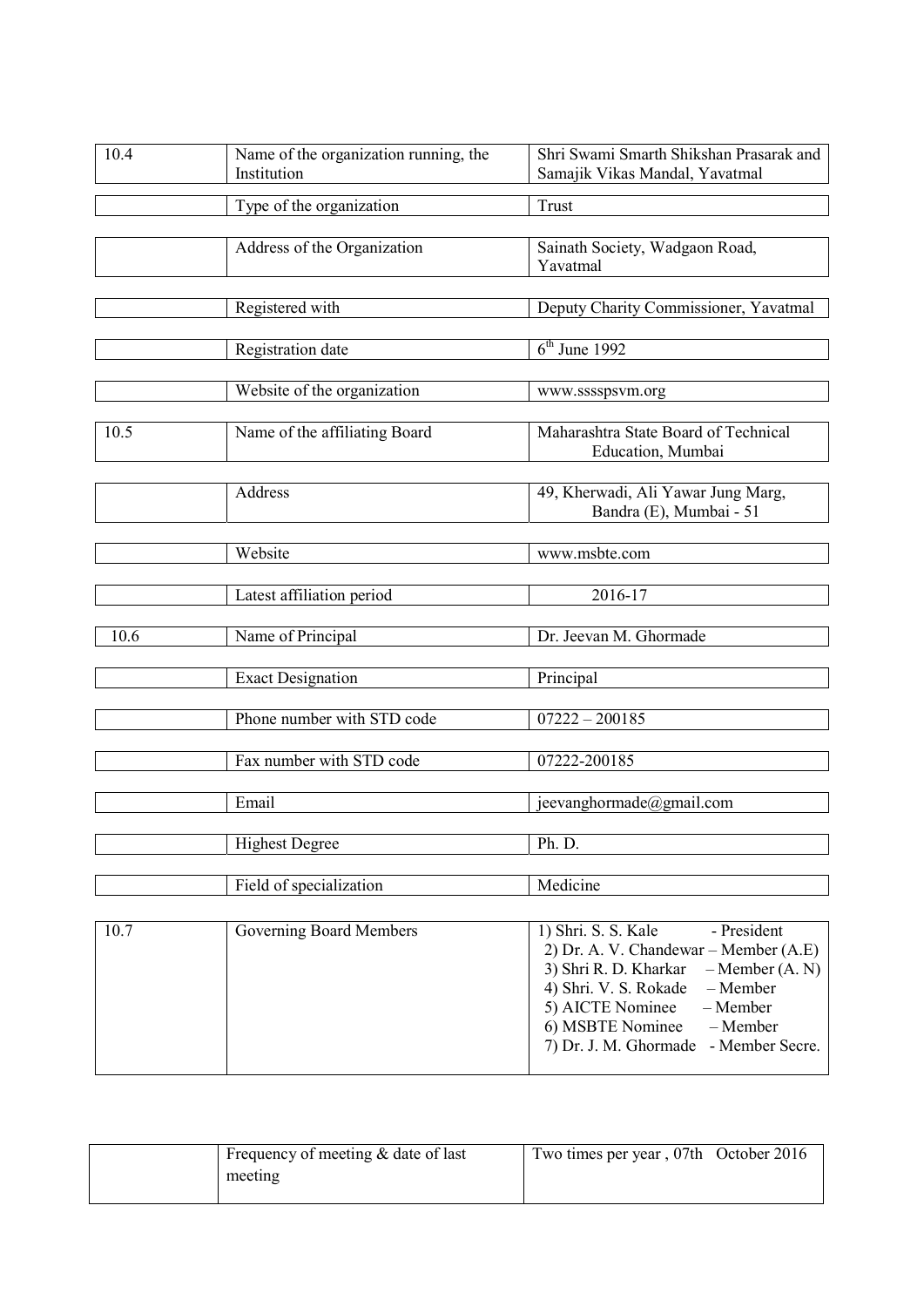| | | |
|---|---|---|
| 10.4 | Name of the organization running, the Institution | Shri Swami Smarth Shikshan Prasarak and Samajik Vikas Mandal, Yavatmal |
| | Type of the organization | Trust |
| | Address of the Organization | Sainath Society, Wadgaon Road, Yavatmal |
| | Registered with | Deputy Charity Commissioner, Yavatmal |
| | Registration date | 6th June 1992 |
| | Website of the organization | www.sssspsvm.org |
| 10.5 | Name of the affiliating Board | Maharashtra State Board of Technical Education, Mumbai |
| | Address | 49, Kherwadi, Ali Yawar Jung Marg, Bandra (E), Mumbai - 51 |
| | Website | www.msbte.com |
| | Latest affiliation period | 2016-17 |
| 10.6 | Name of Principal | Dr. Jeevan M. Ghormade |
| | Exact Designation | Principal |
| | Phone number with STD code | 07222 – 200185 |
| | Fax number with STD code | 07222-200185 |
| | Email | jeevanghormade@gmail.com |
| | Highest Degree | Ph. D. |
| | Field of specialization | Medicine |
| 10.7 | Governing Board Members | 1) Shri. S. S. Kale - President<br>2) Dr. A. V. Chandewar – Member (A.E)<br>3) Shri R. D. Kharkar – Member (A. N)<br>4) Shri. V. S. Rokade – Member<br>5) AICTE Nominee – Member<br>6) MSBTE Nominee – Member<br>7) Dr. J. M. Ghormade - Member Secre. |
| | Frequency of meeting & date of last meeting | Two times per year , 07th October 2016 |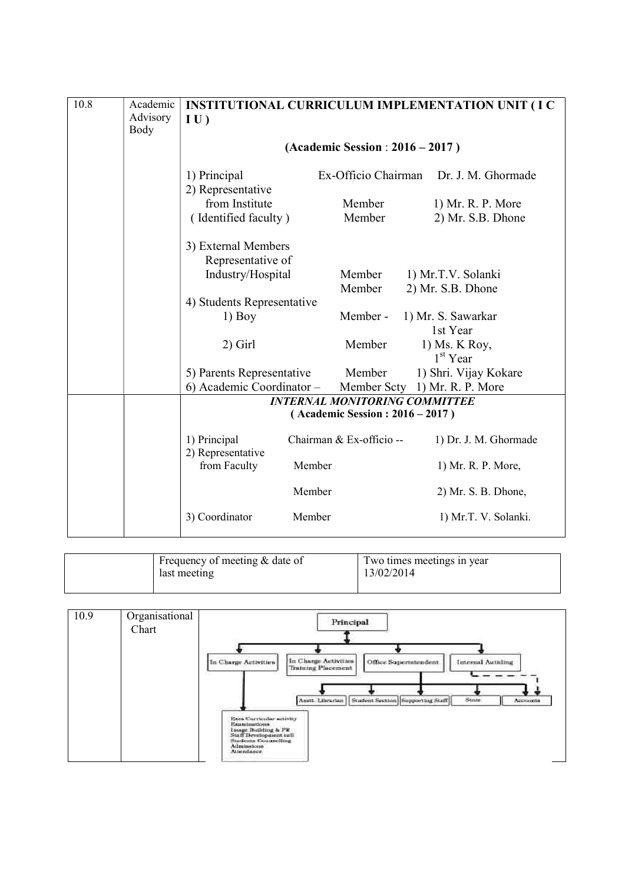| 10.8 | Academic Advisory Body | **INSTITUTIONAL CURRICULUM IMPLEMENTATION UNIT ( I C I U )** |
|---|---|---|
| | | **(Academic Session : 2016 – 2017 )** |
| | | 1) Principal — Ex-Officio Chairman — Dr. J. M. Ghormade |
| | | 2) Representative from Institute ( Identified faculty ) — Member — 1) Mr. R. P. More; Member — 2) Mr. S.B. Dhone |
| | | 3) External Members Representative of Industry/Hospital — Member — 1) Mr.T.V. Solanki; Member — 2) Mr. S.B. Dhone |
| | | 4) Students Representative 1) Boy — Member - 1) Mr. S. Sawarkar 1st Year |
| | | 2) Girl — Member — 1) Ms. K Roy, 1st Year |
| | | 5) Parents Representative — Member — 1) Shri. Vijay Kokare |
| | | 6) Academic Coordinator – Member Scty 1) Mr. R. P. More |
| | | ***INTERNAL MONITORING COMMITTEE*** **( Academic Session : 2016 – 2017 )** |
| | | 1) Principal — Chairman & Ex-officio -- — 1) Dr. J. M. Ghormade |
| | | 2) Representative from Faculty — Member — 1) Mr. R. P. More, |
| | | Member — 2) Mr. S. B. Dhone, |
| | | 3) Coordinator — Member — 1) Mr.T. V. Solanki. |

| | Frequency of meeting & date of last meeting | Two times meetings in year 13/02/2014 |
|---|---|---|

| 10.9 | Organisational Chart | |
|---|---|---|

Principal

- In Charge Activities
  - Extra Curricular activity
  - Examinations
  - Image Building & PR
  - Staff Development cell
  - Students Counselling
  - Admissions
  - Attendance
- In Charge Activities Training Placement
- Office Superintendent
  - Asstt. Librarian
  - Student Section
  - Supporting Staff
  - Store
  - Accounts
- Internal Auditing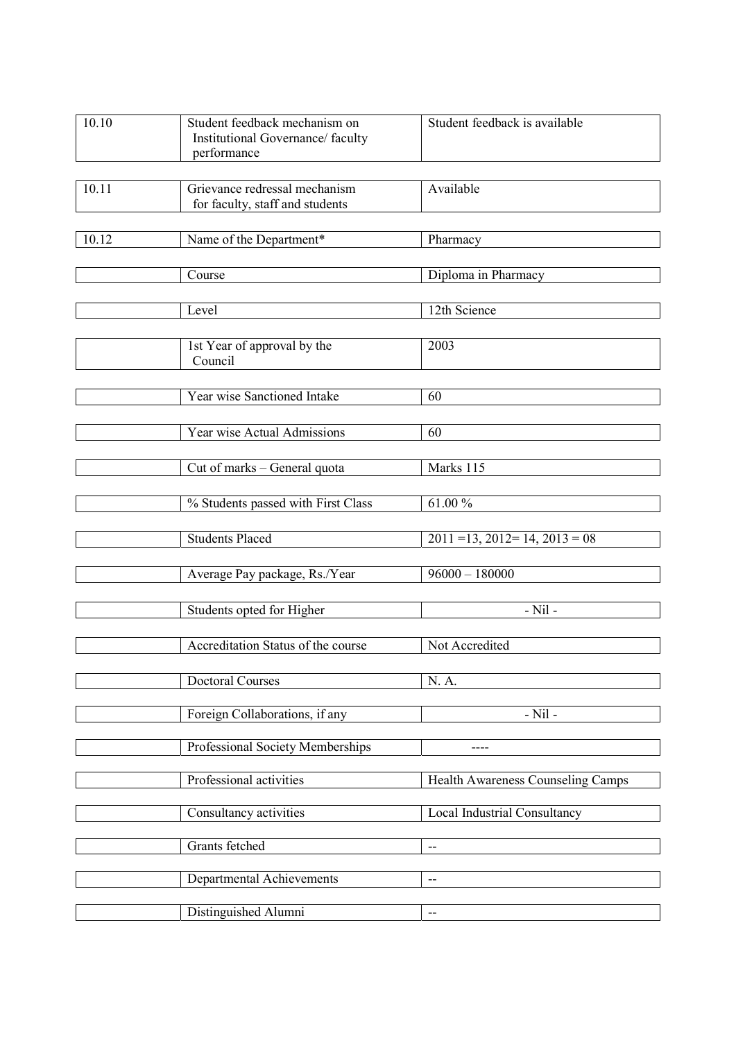| 10.10 | Student feedback mechanism on Institutional Governance/ faculty performance | Student feedback is available |
|---|---|---|
| 10.11 | Grievance redressal mechanism for faculty, staff and students | Available |
| 10.12 | Name of the Department* | Pharmacy |
| | Course | Diploma in Pharmacy |
| | Level | 12th Science |
| | 1st Year of approval by the Council | 2003 |
| | Year wise Sanctioned Intake | 60 |
| | Year wise Actual Admissions | 60 |
| | Cut of marks – General quota | Marks 115 |
| | % Students passed with First Class | 61.00 % |
| | Students Placed | 2011 =13, 2012= 14, 2013 = 08 |
| | Average Pay package, Rs./Year | 96000 – 180000 |
| | Students opted for Higher | - Nil - |
| | Accreditation Status of the course | Not Accredited |
| | Doctoral Courses | N. A. |
| | Foreign Collaborations, if any | - Nil - |
| | Professional Society Memberships | ---- |
| | Professional activities | Health Awareness Counseling Camps |
| | Consultancy activities | Local Industrial Consultancy |
| | Grants fetched | -- |
| | Departmental Achievements | -- |
| | Distinguished Alumni | -- |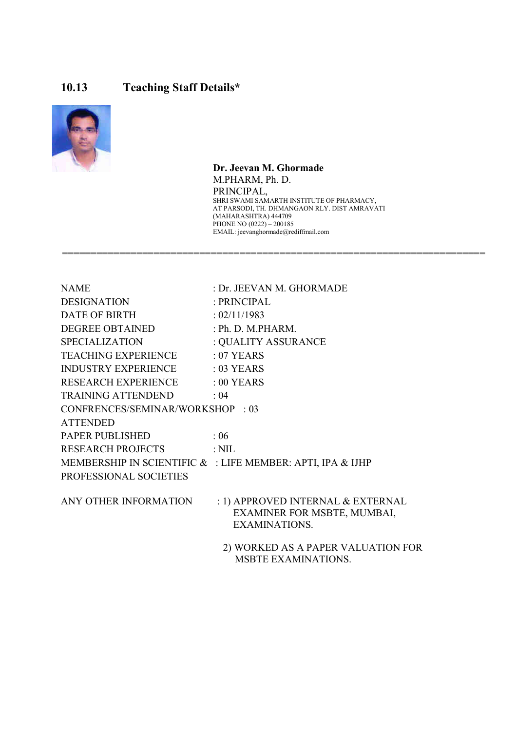## 10.13 Teaching Staff Details*

**Dr. Jeevan M. Ghormade**
M.PHARM, Ph. D.
PRINCIPAL,
SHRI SWAMI SAMARTH INSTITUTE OF PHARMACY,
AT PARSODI, TH. DHMANGAON RLY. DIST AMRAVATI
(MAHARASHTRA) 444709
PHONE NO (0222) – 200185
EMAIL: jeevanghormade@rediffmail.com

==================================================================

| | |
|---|---|
| NAME | : Dr. JEEVAN M. GHORMADE |
| DESIGNATION | : PRINCIPAL |
| DATE OF BIRTH | : 02/11/1983 |
| DEGREE OBTAINED | : Ph. D. M.PHARM. |
| SPECIALIZATION | : QUALITY ASSURANCE |
| TEACHING EXPERIENCE | : 07 YEARS |
| INDUSTRY EXPERIENCE | : 03 YEARS |
| RESEARCH EXPERIENCE | : 00 YEARS |
| TRAINING ATTENDEND | : 04 |
| CONFRENCES/SEMINAR/WORKSHOP ATTENDED | : 03 |
| PAPER PUBLISHED | : 06 |
| RESEARCH PROJECTS | : NIL |
| MEMBERSHIP IN SCIENTIFIC & PROFESSIONAL SOCIETIES | : LIFE MEMBER: APTI, IPA & IJHP |
| ANY OTHER INFORMATION | : 1) APPROVED INTERNAL & EXTERNAL EXAMINER FOR MSBTE, MUMBAI, EXAMINATIONS.<br>2) WORKED AS A PAPER VALUATION FOR MSBTE EXAMINATIONS. |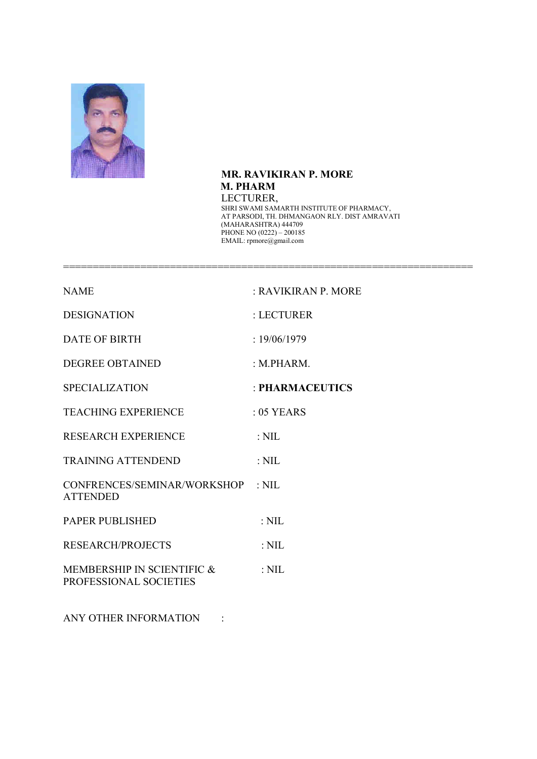**MR. RAVIKIRAN P. MORE**
**M. PHARM**
LECTURER,
SHRI SWAMI SAMARTH INSTITUTE OF PHARMACY,
AT PARSODI, TH. DHMANGAON RLY. DIST AMRAVATI
(MAHARASHTRA) 444709
PHONE NO (0222) – 200185
EMAIL: rpmore@gmail.com

=================================================================

| | |
|---|---|
| NAME | : RAVIKIRAN P. MORE |
| DESIGNATION | : LECTURER |
| DATE OF BIRTH | : 19/06/1979 |
| DEGREE OBTAINED | : M.PHARM. |
| SPECIALIZATION | : **PHARMACEUTICS** |
| TEACHING EXPERIENCE | : 05 YEARS |
| RESEARCH EXPERIENCE | : NIL |
| TRAINING ATTENDEND | : NIL |
| CONFRENCES/SEMINAR/WORKSHOP ATTENDED | : NIL |
| PAPER PUBLISHED | : NIL |
| RESEARCH/PROJECTS | : NIL |
| MEMBERSHIP IN SCIENTIFIC & PROFESSIONAL SOCIETIES | : NIL |

ANY OTHER INFORMATION :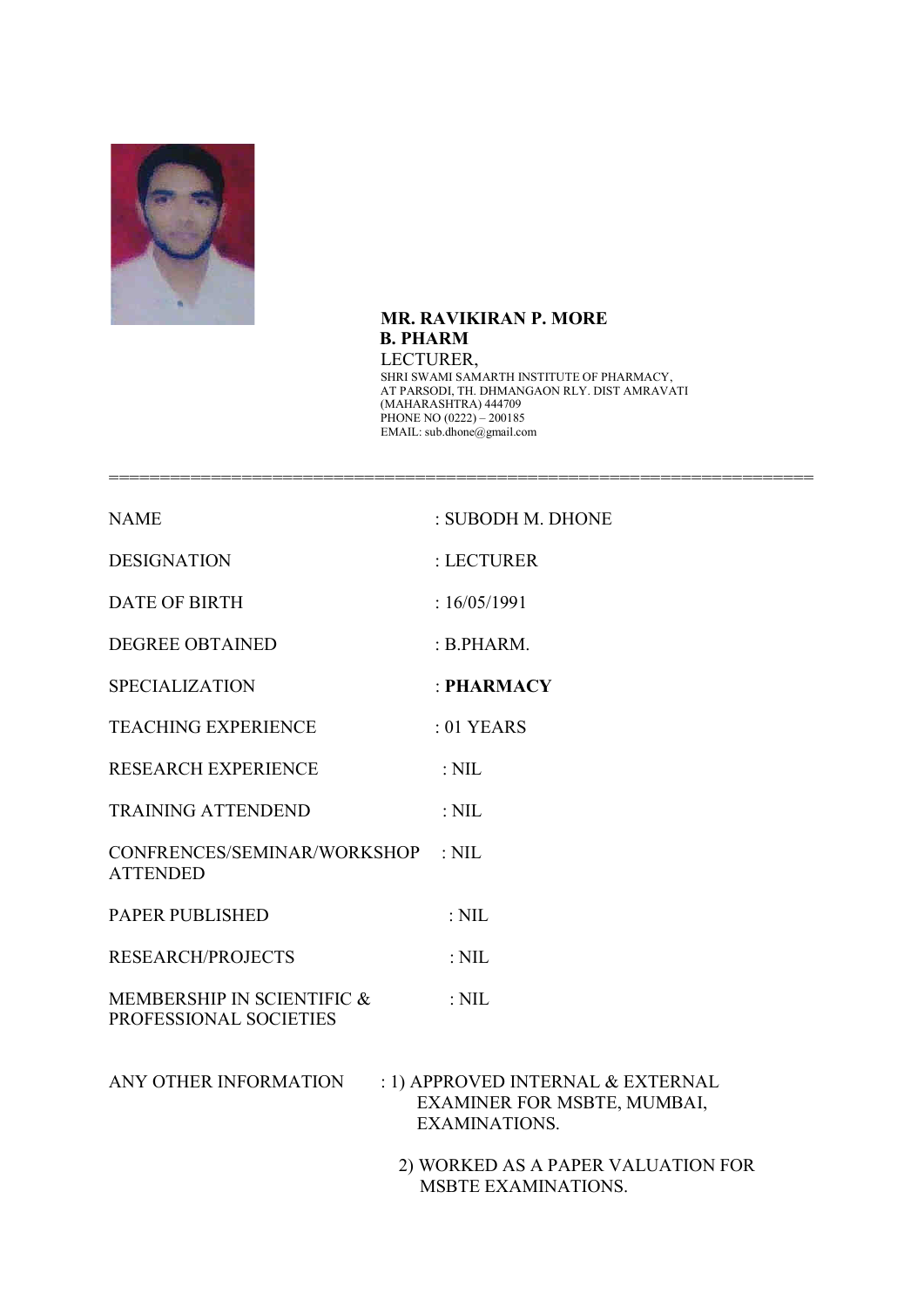**MR. RAVIKIRAN P. MORE**
**B. PHARM**
LECTURER,
SHRI SWAMI SAMARTH INSTITUTE OF PHARMACY,
AT PARSODI, TH. DHMANGAON RLY. DIST AMRAVATI
(MAHARASHTRA) 444709
PHONE NO (0222) – 200185
EMAIL: sub.dhone@gmail.com

===================================================================

| | |
|---|---|
| NAME | : SUBODH M. DHONE |
| DESIGNATION | : LECTURER |
| DATE OF BIRTH | : 16/05/1991 |
| DEGREE OBTAINED | : B.PHARM. |
| SPECIALIZATION | : **PHARMACY** |
| TEACHING EXPERIENCE | : 01 YEARS |
| RESEARCH EXPERIENCE | : NIL |
| TRAINING ATTENDEND | : NIL |
| CONFRENCES/SEMINAR/WORKSHOP ATTENDED | : NIL |
| PAPER PUBLISHED | : NIL |
| RESEARCH/PROJECTS | : NIL |
| MEMBERSHIP IN SCIENTIFIC & PROFESSIONAL SOCIETIES | : NIL |
| ANY OTHER INFORMATION | : 1) APPROVED INTERNAL & EXTERNAL EXAMINER FOR MSBTE, MUMBAI, EXAMINATIONS. |
| | 2) WORKED AS A PAPER VALUATION FOR MSBTE EXAMINATIONS. |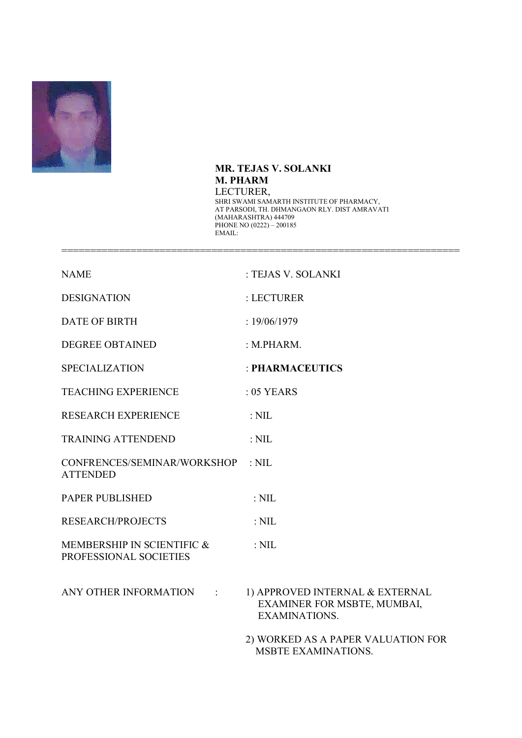**MR. TEJAS V. SOLANKI**
**M. PHARM**
LECTURER,
SHRI SWAMI SAMARTH INSTITUTE OF PHARMACY,
AT PARSODI, TH. DHMANGAON RLY. DIST AMRAVATI
(MAHARASHTRA) 444709
PHONE NO (0222) – 200185
EMAIL:

---

| | |
|---|---|
| NAME | : TEJAS V. SOLANKI |
| DESIGNATION | : LECTURER |
| DATE OF BIRTH | : 19/06/1979 |
| DEGREE OBTAINED | : M.PHARM. |
| SPECIALIZATION | : **PHARMACEUTICS** |
| TEACHING EXPERIENCE | : 05 YEARS |
| RESEARCH EXPERIENCE | : NIL |
| TRAINING ATTENDEND | : NIL |
| CONFRENCES/SEMINAR/WORKSHOP ATTENDED | : NIL |
| PAPER PUBLISHED | : NIL |
| RESEARCH/PROJECTS | : NIL |
| MEMBERSHIP IN SCIENTIFIC & PROFESSIONAL SOCIETIES | : NIL |
| ANY OTHER INFORMATION : | 1) APPROVED INTERNAL & EXTERNAL EXAMINER FOR MSBTE, MUMBAI, EXAMINATIONS. |
| | 2) WORKED AS A PAPER VALUATION FOR MSBTE EXAMINATIONS. |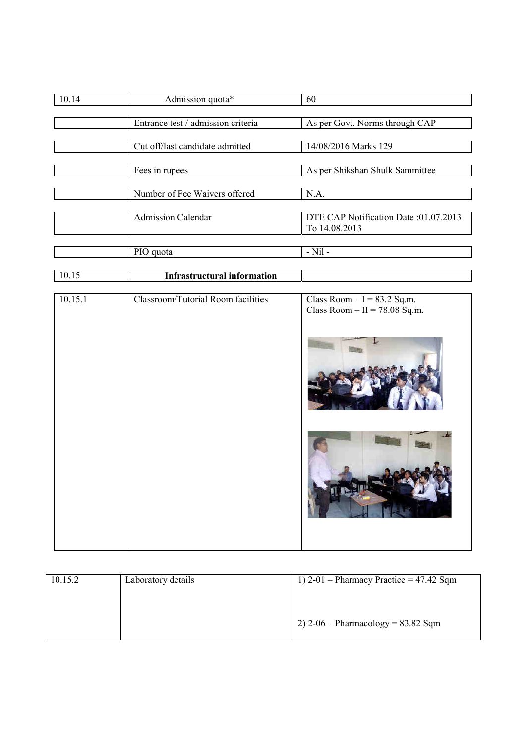| | | |
|---|---|---|
| 10.14 | Admission quota* | 60 |
| | Entrance test / admission criteria | As per Govt. Norms through CAP |
| | Cut off/last candidate admitted | 14/08/2016 Marks 129 |
| | Fees in rupees | As per Shikshan Shulk Sammittee |
| | Number of Fee Waivers offered | N.A. |
| | Admission Calendar | DTE CAP Notification Date :01.07.2013 To 14.08.2013 |
| | PIO quota | - Nil - |
| 10.15 | **Infrastructural information** | |
| 10.15.1 | Classroom/Tutorial Room facilities | Class Room – I = 83.2 Sq.m.<br>Class Room – II = 78.08 Sq.m. |
| 10.15.2 | Laboratory details | 1) 2-01 – Pharmacy Practice = 47.42 Sqm<br>2) 2-06 – Pharmacology = 83.82 Sqm |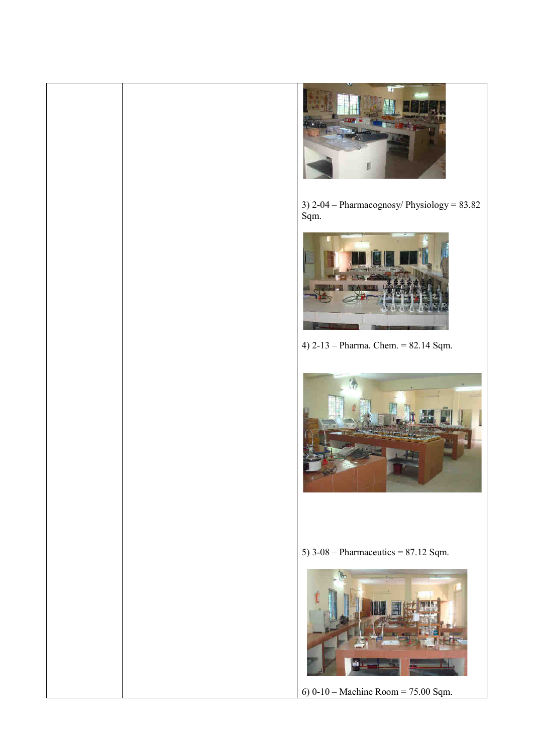| | | |
|---|---|---|
| | | 3) 2-04 – Pharmacognosy/ Physiology = 83.82 Sqm.<br><br>4) 2-13 – Pharma. Chem. = 82.14 Sqm.<br><br>5) 3-08 – Pharmaceutics = 87.12 Sqm.<br><br>6) 0-10 – Machine Room = 75.00 Sqm. |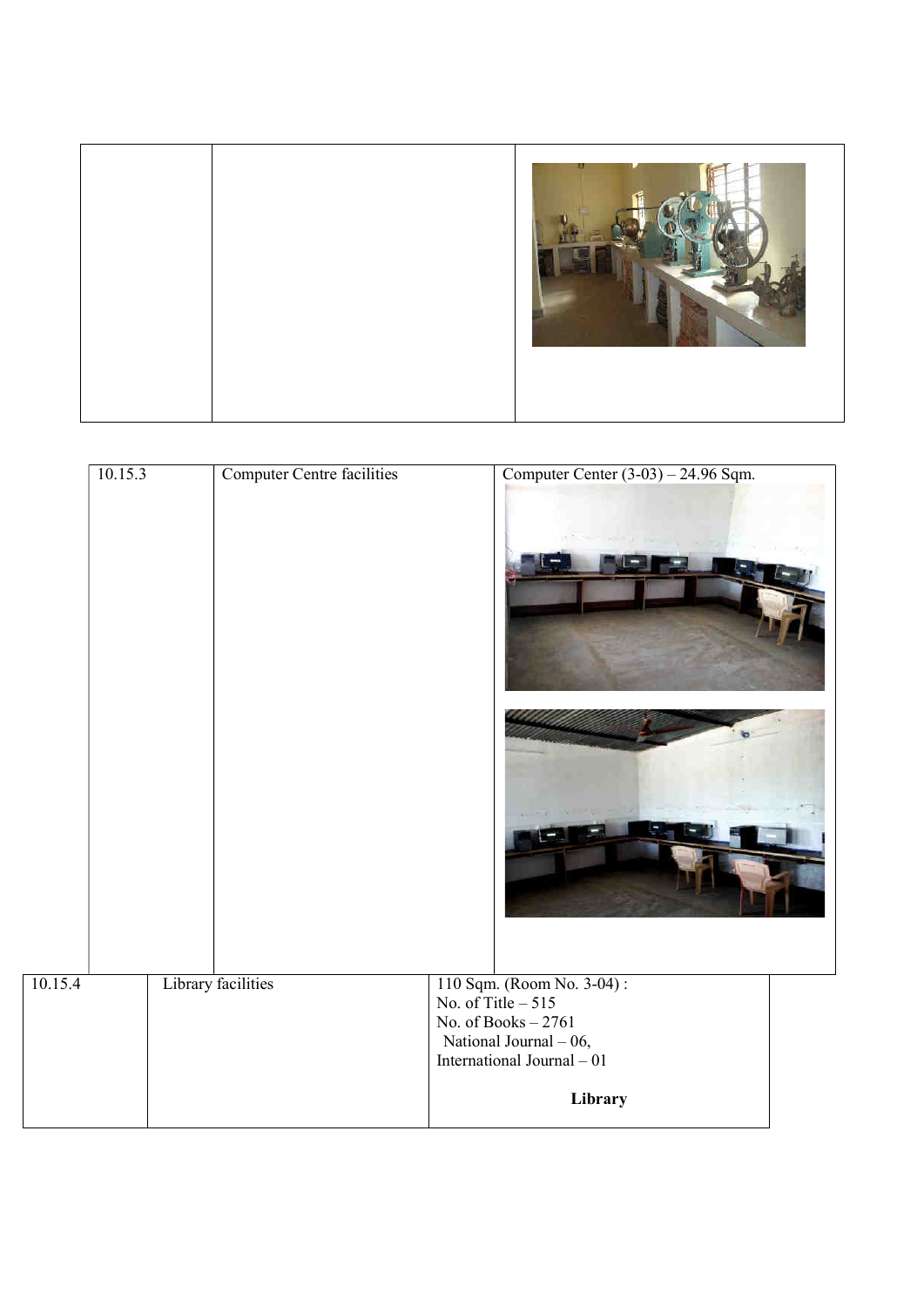| | | |
|---|---|---|
| | | |

| | | |
|---|---|---|
| 10.15.3 | Computer Centre facilities | Computer Center (3-03) – 24.96 Sqm. |
| 10.15.4 | Library facilities | 110 Sqm. (Room No. 3-04) :<br>No. of Title – 515<br>No. of Books – 2761<br>National Journal – 06,<br>International Journal – 01<br><br>**Library** |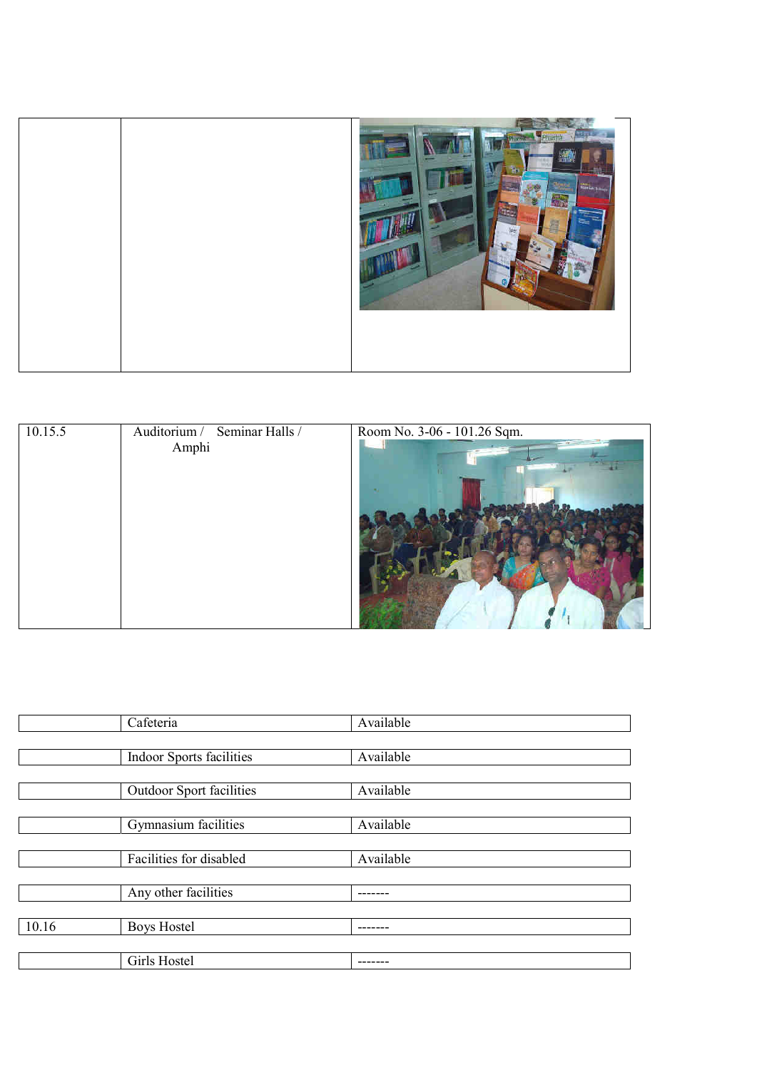| | | |
|---|---|---|
| | | |

| | | |
|---|---|---|
| 10.15.5 | Auditorium / Seminar Halls / Amphi | Room No. 3-06 - 101.26 Sqm. |

| | | |
|---|---|---|
| | Cafeteria | Available |
| | Indoor Sports facilities | Available |
| | Outdoor Sport facilities | Available |
| | Gymnasium facilities | Available |
| | Facilities for disabled | Available |
| | Any other facilities | ------- |
| 10.16 | Boys Hostel | ------- |
| | Girls Hostel | ------- |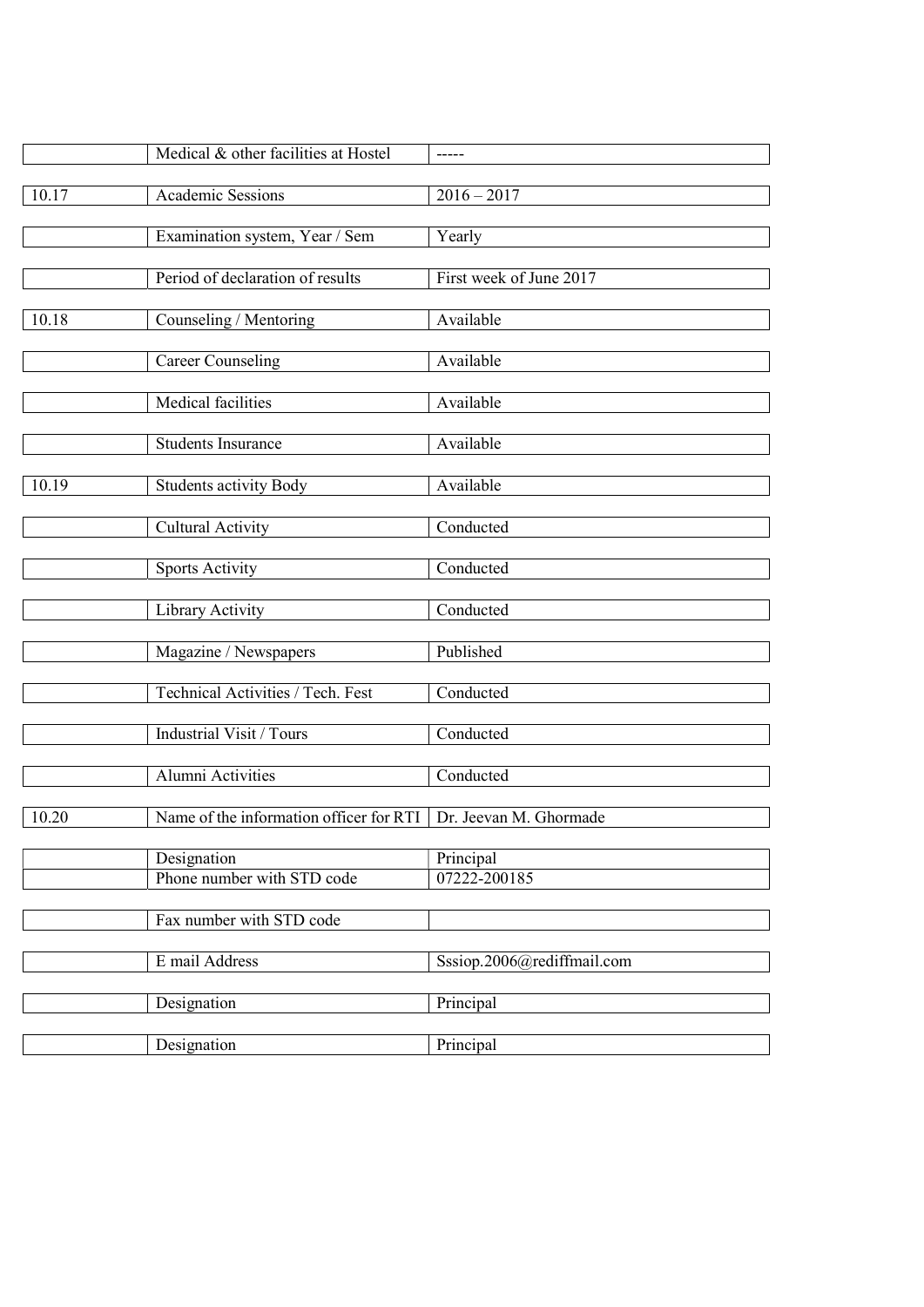| | | |
|---|---|---|
| | Medical & other facilities at Hostel | ----- |
| 10.17 | Academic Sessions | 2016 – 2017 |
| | Examination system, Year / Sem | Yearly |
| | Period of declaration of results | First week of June 2017 |
| 10.18 | Counseling / Mentoring | Available |
| | Career Counseling | Available |
| | Medical facilities | Available |
| | Students Insurance | Available |
| 10.19 | Students activity Body | Available |
| | Cultural Activity | Conducted |
| | Sports Activity | Conducted |
| | Library Activity | Conducted |
| | Magazine / Newspapers | Published |
| | Technical Activities / Tech. Fest | Conducted |
| | Industrial Visit / Tours | Conducted |
| | Alumni Activities | Conducted |
| 10.20 | Name of the information officer for RTI | Dr. Jeevan M. Ghormade |
| | Designation | Principal |
| | Phone number with STD code | 07222-200185 |
| | Fax number with STD code | |
| | E mail Address | Sssiop.2006@rediffmail.com |
| | Designation | Principal |
| | Designation | Principal |